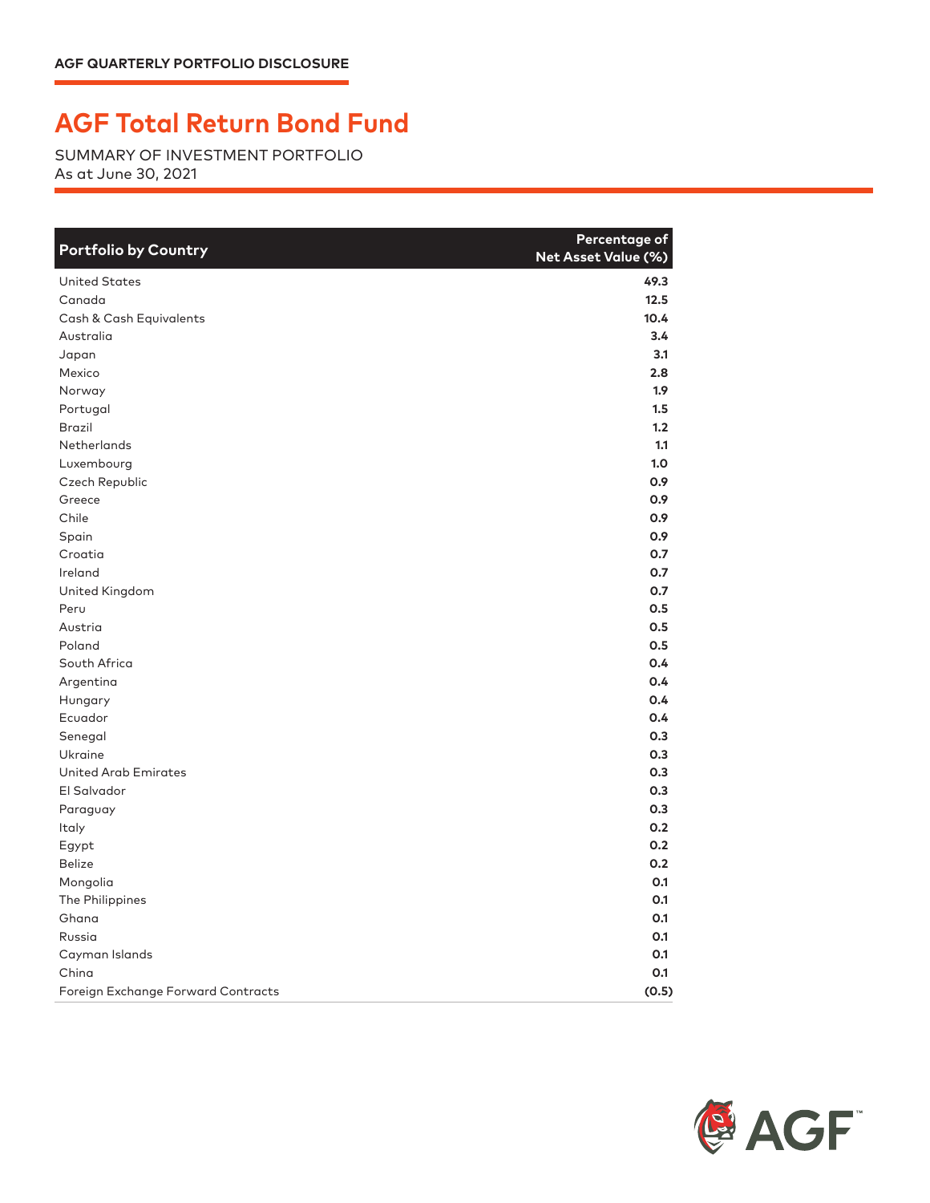AGF QUARTERLY PORTFOLIO DISCLOSURE

# AGF Total Return Bond Fund

SUMMARY OF INVESTMENT PORTFOLIO
As at June 30, 2021

| Portfolio by Country | Percentage of Net Asset Value (%) |
|---|---|
| United States | 49.3 |
| Canada | 12.5 |
| Cash & Cash Equivalents | 10.4 |
| Australia | 3.4 |
| Japan | 3.1 |
| Mexico | 2.8 |
| Norway | 1.9 |
| Portugal | 1.5 |
| Brazil | 1.2 |
| Netherlands | 1.1 |
| Luxembourg | 1.0 |
| Czech Republic | 0.9 |
| Greece | 0.9 |
| Chile | 0.9 |
| Spain | 0.9 |
| Croatia | 0.7 |
| Ireland | 0.7 |
| United Kingdom | 0.7 |
| Peru | 0.5 |
| Austria | 0.5 |
| Poland | 0.5 |
| South Africa | 0.4 |
| Argentina | 0.4 |
| Hungary | 0.4 |
| Ecuador | 0.4 |
| Senegal | 0.3 |
| Ukraine | 0.3 |
| United Arab Emirates | 0.3 |
| El Salvador | 0.3 |
| Paraguay | 0.3 |
| Italy | 0.2 |
| Egypt | 0.2 |
| Belize | 0.2 |
| Mongolia | 0.1 |
| The Philippines | 0.1 |
| Ghana | 0.1 |
| Russia | 0.1 |
| Cayman Islands | 0.1 |
| China | 0.1 |
| Foreign Exchange Forward Contracts | (0.5) |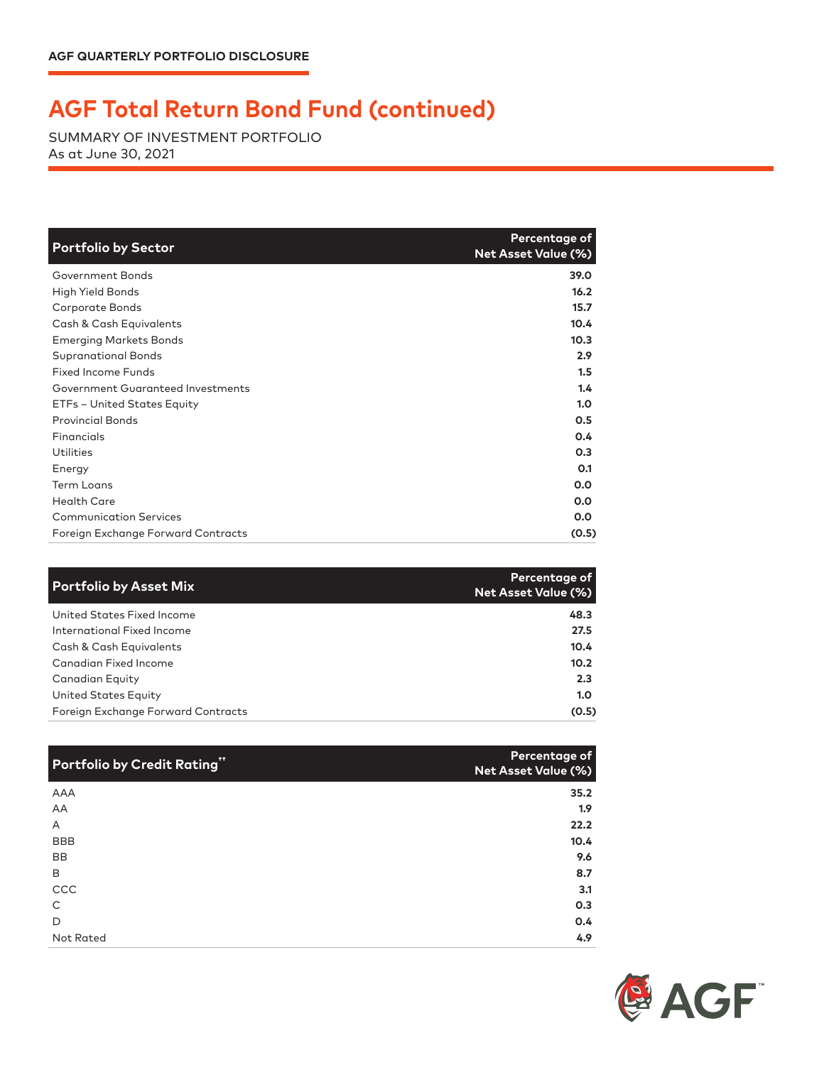AGF QUARTERLY PORTFOLIO DISCLOSURE

# AGF Total Return Bond Fund (continued)

SUMMARY OF INVESTMENT PORTFOLIO
As at June 30, 2021

| Portfolio by Sector | Percentage of Net Asset Value (%) |
|---|---|
| Government Bonds | 39.0 |
| High Yield Bonds | 16.2 |
| Corporate Bonds | 15.7 |
| Cash & Cash Equivalents | 10.4 |
| Emerging Markets Bonds | 10.3 |
| Supranational Bonds | 2.9 |
| Fixed Income Funds | 1.5 |
| Government Guaranteed Investments | 1.4 |
| ETFs – United States Equity | 1.0 |
| Provincial Bonds | 0.5 |
| Financials | 0.4 |
| Utilities | 0.3 |
| Energy | 0.1 |
| Term Loans | 0.0 |
| Health Care | 0.0 |
| Communication Services | 0.0 |
| Foreign Exchange Forward Contracts | (0.5) |

| Portfolio by Asset Mix | Percentage of Net Asset Value (%) |
|---|---|
| United States Fixed Income | 48.3 |
| International Fixed Income | 27.5 |
| Cash & Cash Equivalents | 10.4 |
| Canadian Fixed Income | 10.2 |
| Canadian Equity | 2.3 |
| United States Equity | 1.0 |
| Foreign Exchange Forward Contracts | (0.5) |

| Portfolio by Credit Rating†† | Percentage of Net Asset Value (%) |
|---|---|
| AAA | 35.2 |
| AA | 1.9 |
| A | 22.2 |
| BBB | 10.4 |
| BB | 9.6 |
| B | 8.7 |
| CCC | 3.1 |
| C | 0.3 |
| D | 0.4 |
| Not Rated | 4.9 |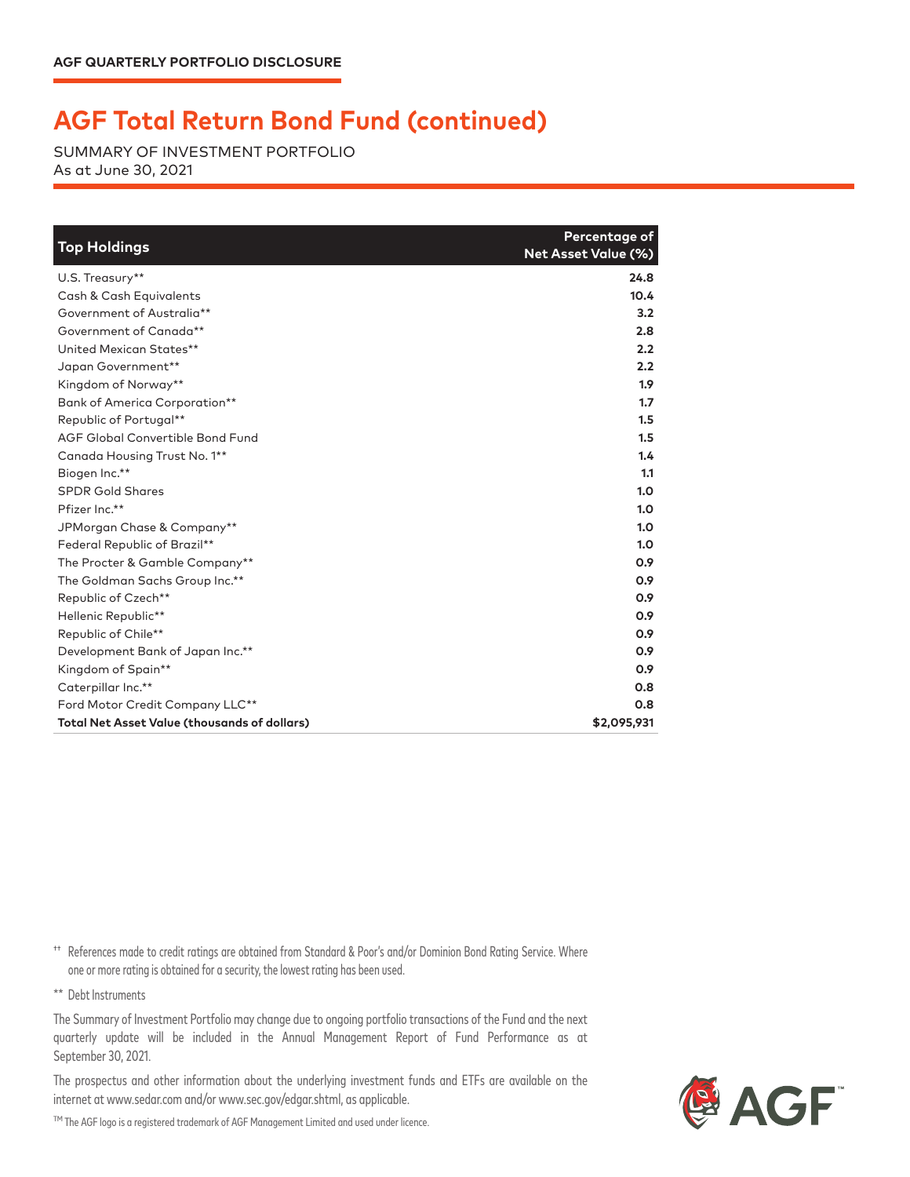AGF QUARTERLY PORTFOLIO DISCLOSURE

# AGF Total Return Bond Fund (continued)

SUMMARY OF INVESTMENT PORTFOLIO
As at June 30, 2021

| Top Holdings | Percentage of Net Asset Value (%) |
|---|---|
| U.S. Treasury** | 24.8 |
| Cash & Cash Equivalents | 10.4 |
| Government of Australia** | 3.2 |
| Government of Canada** | 2.8 |
| United Mexican States** | 2.2 |
| Japan Government** | 2.2 |
| Kingdom of Norway** | 1.9 |
| Bank of America Corporation** | 1.7 |
| Republic of Portugal** | 1.5 |
| AGF Global Convertible Bond Fund | 1.5 |
| Canada Housing Trust No. 1** | 1.4 |
| Biogen Inc.** | 1.1 |
| SPDR Gold Shares | 1.0 |
| Pfizer Inc.** | 1.0 |
| JPMorgan Chase & Company** | 1.0 |
| Federal Republic of Brazil** | 1.0 |
| The Procter & Gamble Company** | 0.9 |
| The Goldman Sachs Group Inc.** | 0.9 |
| Republic of Czech** | 0.9 |
| Hellenic Republic** | 0.9 |
| Republic of Chile** | 0.9 |
| Development Bank of Japan Inc.** | 0.9 |
| Kingdom of Spain** | 0.9 |
| Caterpillar Inc.** | 0.8 |
| Ford Motor Credit Company LLC** | 0.8 |
| **Total Net Asset Value (thousands of dollars)** | **$2,095,931** |

†† References made to credit ratings are obtained from Standard & Poor's and/or Dominion Bond Rating Service. Where one or more rating is obtained for a security, the lowest rating has been used.

** Debt Instruments

The Summary of Investment Portfolio may change due to ongoing portfolio transactions of the Fund and the next quarterly update will be included in the Annual Management Report of Fund Performance as at September 30, 2021.

The prospectus and other information about the underlying investment funds and ETFs are available on the internet at www.sedar.com and/or www.sec.gov/edgar.shtml, as applicable.

TM The AGF logo is a registered trademark of AGF Management Limited and used under licence.